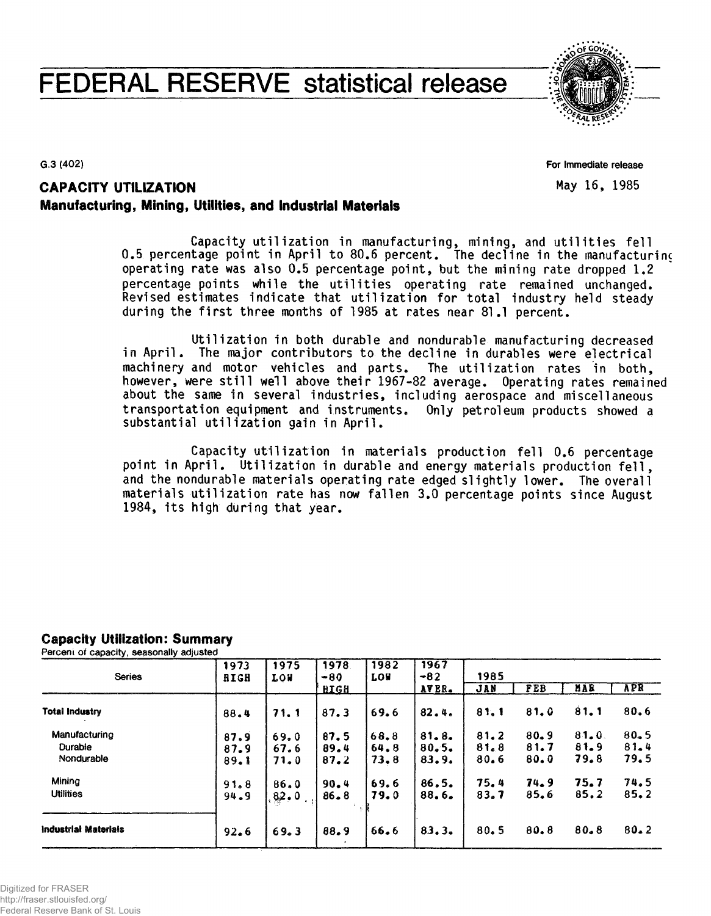# FEDERAL RESERVE statistical release

G.3 (402)

For immediate release

May 16, 1985

## CAPACITY UTILIZATION

### Manufacturing, Mining, Utilities, and Industrial Materials

Capacity utilization in manufacturing, mining, and utilities fell 0.5 percentage point in April to 80.6 percent. The decline in the manufacturing operating rate was also 0.5 percentage point, but the mining rate dropped 1.2 percentage points while the utilities operating rate remained unchanged. Revised estimates indicate that utilization for total industry held steady during the first three months of 1985 at rates near 81.1 percent.

Utilization in both durable and nondurable manufacturing decreased in April. The major contributors to the decline in durables were electrical machinery and motor vehicles and parts. The utilization rates in both, however, were still well above their 1967-82 average. Operating rates remained about the same in several industries, including aerospace and miscellaneous transportation equipment and instruments. Only petroleum products showed a substantial utilization gain in April.

Capacity utilization in materials production fell 0.6 percentage point in April. Utilization in durable and energy materials production fell, and the nondurable materials operating rate edged slightly lower. The overall materials utilization rate has now fallen 3.0 percentage points since August 1984, its high during that year.

### Capacity Utilization: Summary

Percent of capacity, seasonally adjusted

| Series | 1973 HIGH | 1975 LOW | 1978-80 HIGH | 1982 LOW | 1967-82 AVER. | 1985 JAN | FEB | MAR | APR |
|---|---|---|---|---|---|---|---|---|---|
| **Total Industry** | 88.4 | 71.1 | 87.3 | 69.6 | 82.4. | 81.1 | 81.0 | 81.1 | 80.6 |
| Manufacturing | 87.9 | 69.0 | 87.5 | 68.8 | 81.8. | 81.2 | 80.9 | 81.0 | 80.5 |
| Durable | 87.9 | 67.6 | 89.4 | 64.8 | 80.5. | 81.8 | 81.7 | 81.9 | 81.4 |
| Nondurable | 89.1 | 71.0 | 87.2 | 73.8 | 83.9. | 80.6 | 80.0 | 79.8 | 79.5 |
| Mining | 91.8 | 86.0 | 90.4 | 69.6 | 86.5. | 75.4 | 74.9 | 75.7 | 74.5 |
| Utilities | 94.9 | 82.0 | 86.8 | 79.0 | 88.6. | 83.7 | 85.6 | 85.2 | 85.2 |
| **Industrial Materials** | 92.6 | 69.3 | 88.9 | 66.6 | 83.3. | 80.5 | 80.8 | 80.8 | 80.2 |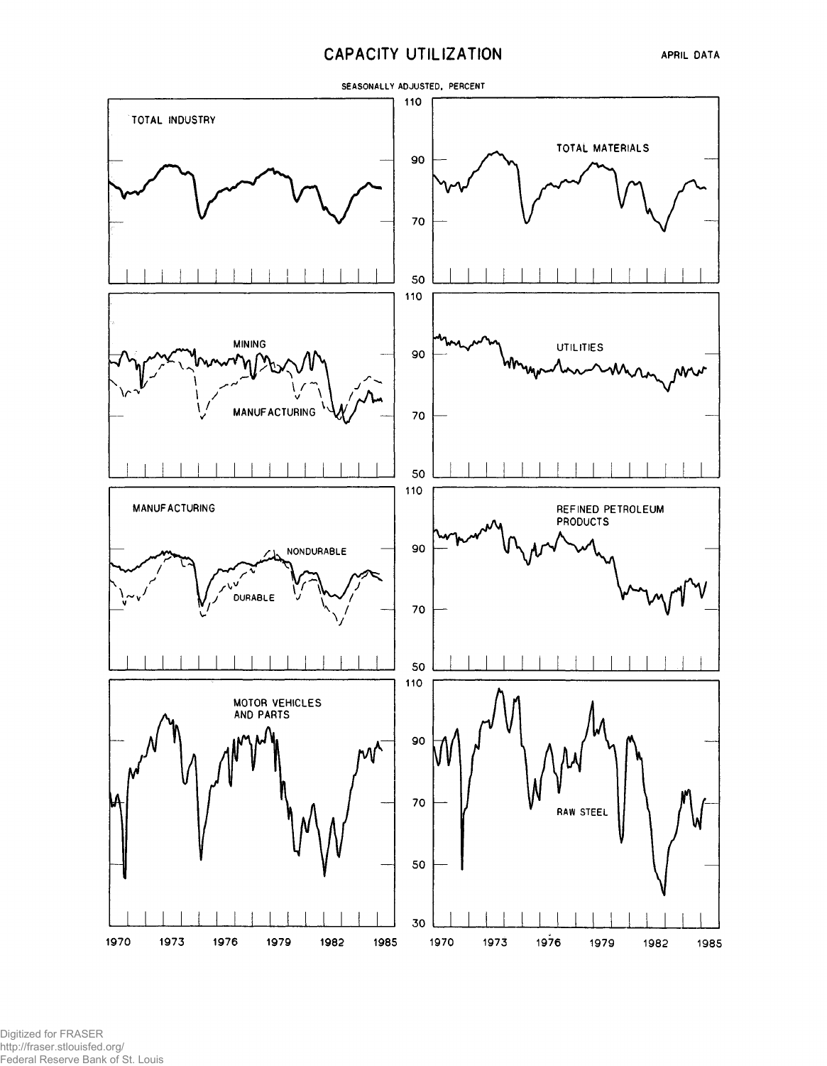# CAPACITY UTILIZATION

APRIL DATA

SEASONALLY ADJUSTED, PERCENT

TOTAL INDUSTRY

TOTAL MATERIALS

MINING

MANUFACTURING

UTILITIES

MANUFACTURING

NONDURABLE

DURABLE

REFINED PETROLEUM PRODUCTS

MOTOR VEHICLES AND PARTS

RAW STEEL

110 90 70 50

110 90 70 50

110 90 70 50

110 90 70 50 30

1970 1973 1976 1979 1982 1985

1970 1973 1976 1979 1982 1985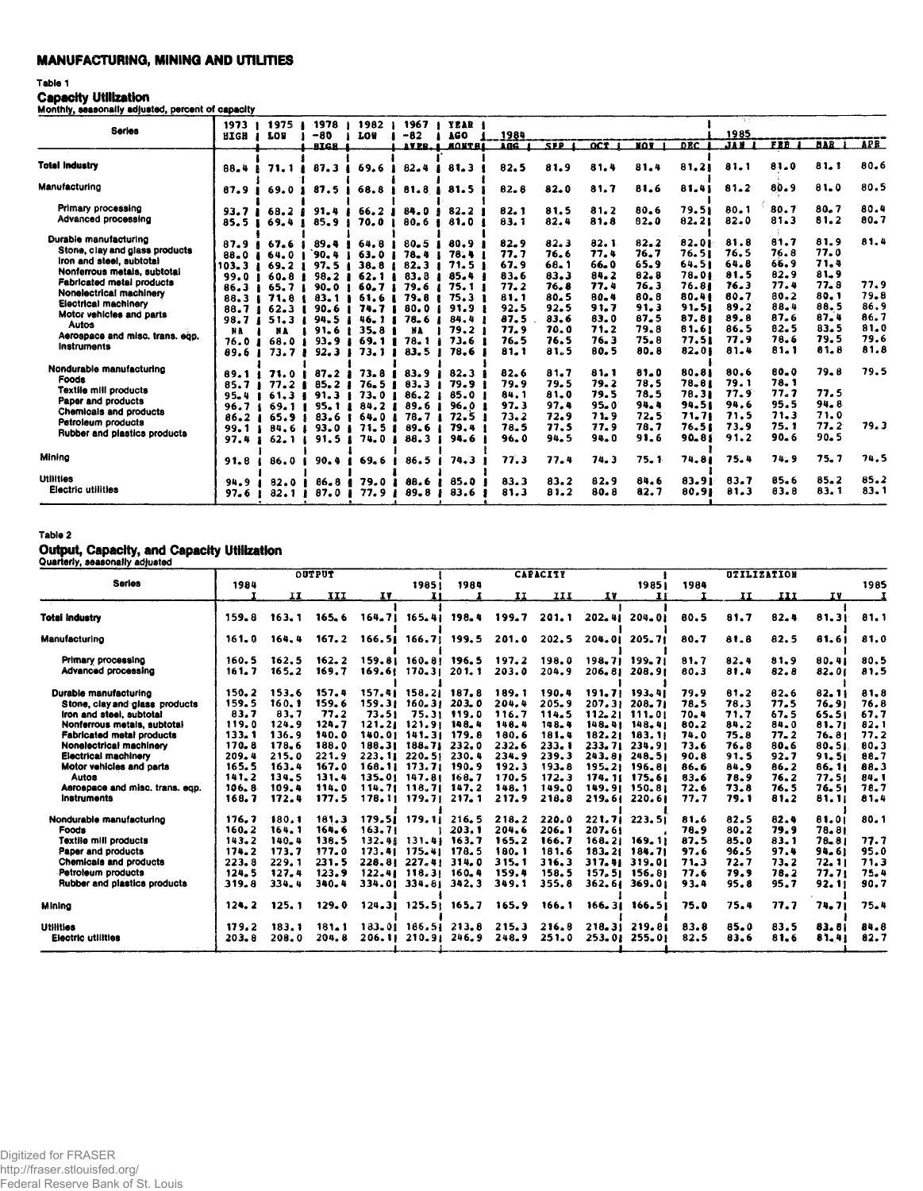## MANUFACTURING, MINING AND UTILITIES

### Table 1

### Capacity Utilization

Monthly, seasonally adjusted, percent of capacity

| Series | 1973 HIGH | 1975 LOW | 1978-80 HIGH | 1982 LOW | 1967-82 AVER. | YEAR AGO MONTH | 1984 AUG | SEP | OCT | NOV | DEC | 1985 JAN | FEB | MAR | APR |
|---|---|---|---|---|---|---|---|---|---|---|---|---|---|---|---|
| Total industry | 88.4 | 71.1 | 87.3 | 69.6 | 82.4 | 81.3 | 82.5 | 81.9 | 81.4 | 81.4 | 81.2 | 81.1 | 81.0 | 81.1 | 80.6 |
| Manufacturing | 87.9 | 69.0 | 87.5 | 68.8 | 81.8 | 81.5 | 82.8 | 82.0 | 81.7 | 81.6 | 81.4 | 81.2 | 80.9 | 81.0 | 80.5 |
| Primary processing | 93.7 | 68.2 | 91.4 | 66.2 | 84.0 | 82.2 | 82.1 | 81.5 | 81.2 | 80.6 | 79.5 | 80.1 | 80.7 | 80.7 | 80.4 |
| Advanced processing | 85.5 | 69.4 | 85.9 | 70.0 | 80.6 | 81.0 | 83.1 | 82.4 | 81.8 | 82.0 | 82.2 | 82.0 | 81.3 | 81.2 | 80.7 |
| Durable manufacturing | 87.9 | 67.6 | 89.4 | 64.8 | 80.5 | 80.9 | 82.9 | 82.3 | 82.1 | 82.2 | 82.0 | 81.8 | 81.7 | 81.9 | 81.4 |
| Stone, clay and glass products | 88.0 | 64.0 | 90.4 | 63.0 | 78.4 | 78.4 | 77.7 | 76.6 | 77.4 | 76.7 | 76.5 | 76.5 | 76.8 | 77.0 | |
| Iron and steel, subtotal | 103.3 | 69.2 | 97.5 | 38.8 | 82.3 | 71.5 | 67.9 | 68.1 | 66.0 | 65.9 | 64.5 | 64.8 | 66.9 | 71.4 | |
| Nonferrous metals, subtotal | 99.0 | 60.8 | 98.2 | 62.1 | 83.8 | 85.4 | 83.6 | 83.3 | 84.2 | 82.8 | 78.0 | 81.5 | 82.9 | 81.9 | |
| Fabricated metal products | 86.3 | 65.7 | 90.0 | 60.7 | 79.6 | 75.1 | 77.2 | 76.8 | 77.4 | 76.3 | 76.8 | 76.3 | 77.4 | 77.8 | 77.9 |
| Nonelectrical machinery | 88.3 | 71.8 | 83.1 | 61.6 | 79.8 | 75.3 | 81.1 | 80.5 | 80.4 | 80.8 | 80.4 | 80.7 | 80.2 | 80.1 | 79.8 |
| Electrical machinery | 88.7 | 62.3 | 90.6 | 74.7 | 80.0 | 91.9 | 92.5 | 92.5 | 91.7 | 91.3 | 91.5 | 89.2 | 88.4 | 88.5 | 86.9 |
| Motor vehicles and parts | 98.7 | 51.3 | 94.5 | 46.1 | 78.6 | 84.4 | 87.5 | 83.6 | 83.0 | 87.5 | 87.8 | 89.8 | 87.6 | 87.4 | 86.7 |
| Autos | NA | NA | 91.6 | 35.8 | NA | 79.2 | 77.9 | 70.0 | 71.2 | 79.8 | 81.6 | 86.5 | 82.5 | 83.5 | 81.0 |
| Aerospace and misc. trans. eqp. | 76.0 | 68.0 | 93.9 | 69.1 | 78.1 | 73.6 | 76.5 | 76.5 | 76.3 | 75.8 | 77.5 | 77.9 | 78.6 | 79.5 | 79.6 |
| Instruments | 89.6 | 73.7 | 92.3 | 73.1 | 83.5 | 78.6 | 81.1 | 81.5 | 80.5 | 80.8 | 82.0 | 81.4 | 81.1 | 81.8 | 81.8 |
| Nondurable manufacturing | 89.1 | 71.0 | 87.2 | 73.8 | 83.9 | 82.3 | 82.6 | 81.7 | 81.1 | 81.0 | 80.8 | 80.6 | 80.0 | 79.8 | 79.5 |
| Foods | 85.7 | 77.2 | 85.2 | 76.5 | 83.3 | 79.9 | 79.9 | 79.5 | 79.2 | 78.5 | 78.8 | 79.1 | 78.1 | | |
| Textile mill products | 95.4 | 61.3 | 91.3 | 73.0 | 86.2 | 85.0 | 84.1 | 81.0 | 79.5 | 78.5 | 78.3 | 77.9 | 77.7 | 77.5 | |
| Paper and products | 96.7 | 69.1 | 95.1 | 84.2 | 89.6 | 96.0 | 97.3 | 97.4 | 95.0 | 94.4 | 94.5 | 94.6 | 95.5 | 94.8 | |
| Chemicals and products | 86.2 | 65.9 | 83.6 | 64.0 | 78.7 | 72.5 | 73.2 | 72.9 | 71.9 | 72.5 | 71.7 | 71.5 | 71.3 | 71.0 | |
| Petroleum products | 99.1 | 84.6 | 93.0 | 71.5 | 89.6 | 79.4 | 78.5 | 77.5 | 77.9 | 78.7 | 76.5 | 73.9 | 75.1 | 77.2 | 79.3 |
| Rubber and plastics products | 97.4 | 62.1 | 91.5 | 74.0 | 88.3 | 94.6 | 96.0 | 94.5 | 94.0 | 91.6 | 90.8 | 91.2 | 90.6 | 90.5 | |
| Mining | 91.8 | 86.0 | 90.4 | 69.6 | 86.5 | 74.3 | 77.3 | 77.4 | 74.3 | 75.1 | 74.8 | 75.4 | 74.9 | 75.7 | 74.5 |
| Utilities | 94.9 | 82.0 | 86.8 | 79.0 | 88.6 | 85.0 | 83.3 | 83.2 | 82.9 | 84.6 | 83.9 | 83.7 | 85.6 | 85.2 | 85.2 |
| Electric utilities | 97.6 | 82.1 | 87.0 | 77.9 | 89.8 | 83.6 | 81.3 | 81.2 | 80.8 | 82.7 | 80.9 | 81.3 | 83.8 | 83.1 | 83.1 |

### Table 2

### Output, Capacity, and Capacity Utilization

Quarterly, seasonally adjusted

| Series | OUTPUT 1984 I | II | III | IV | 1985 I | CAPACITY 1984 I | II | III | IV | 1985 I | UTILIZATION 1984 I | II | III | IV | 1985 I |
|---|---|---|---|---|---|---|---|---|---|---|---|---|---|---|---|
| Total industry | 159.8 | 163.1 | 165.6 | 164.7 | 165.4 | 198.4 | 199.7 | 201.1 | 202.4 | 204.0 | 80.5 | 81.7 | 82.4 | 81.3 | 81.1 |
| Manufacturing | 161.0 | 164.4 | 167.2 | 166.5 | 166.7 | 199.5 | 201.0 | 202.5 | 204.0 | 205.7 | 80.7 | 81.8 | 82.5 | 81.6 | 81.0 |
| Primary processing | 160.5 | 162.5 | 162.2 | 159.8 | 160.8 | 196.5 | 197.2 | 198.0 | 198.7 | 199.7 | 81.7 | 82.4 | 81.9 | 80.4 | 80.5 |
| Advanced processing | 161.7 | 165.2 | 169.7 | 169.6 | 170.3 | 201.1 | 203.0 | 204.9 | 206.8 | 208.9 | 80.3 | 81.4 | 82.8 | 82.0 | 81.5 |
| Durable manufacturing | 150.2 | 153.6 | 157.4 | 157.4 | 158.2 | 187.8 | 189.1 | 190.4 | 191.7 | 193.4 | 79.9 | 81.2 | 82.6 | 82.1 | 81.8 |
| Stone, clay and glass products | 159.5 | 160.1 | 159.6 | 159.3 | 160.3 | 203.0 | 204.4 | 205.9 | 207.3 | 208.7 | 78.5 | 78.3 | 77.5 | 76.9 | 76.8 |
| Iron and steel, subtotal | 83.7 | 83.7 | 77.2 | 73.5 | 75.3 | 119.0 | 116.7 | 114.5 | 112.2 | 111.0 | 70.4 | 71.7 | 67.5 | 65.5 | 67.7 |
| Nonferrous metals, subtotal | 119.0 | 124.9 | 124.7 | 121.2 | 121.9 | 148.4 | 148.4 | 148.4 | 148.4 | 148.4 | 80.2 | 84.2 | 84.0 | 81.7 | 82.1 |
| Fabricated metal products | 133.1 | 136.9 | 140.0 | 140.0 | 141.3 | 179.8 | 180.6 | 181.4 | 182.2 | 183.1 | 74.0 | 75.8 | 77.2 | 76.8 | 77.2 |
| Nonelectrical machinery | 170.8 | 178.6 | 188.0 | 188.3 | 188.7 | 232.0 | 232.6 | 233.1 | 233.7 | 234.9 | 73.6 | 76.8 | 80.6 | 80.5 | 80.3 |
| Electrical machinery | 209.4 | 215.0 | 221.9 | 223.1 | 220.5 | 230.4 | 234.9 | 239.3 | 243.8 | 248.5 | 90.8 | 91.5 | 92.7 | 91.5 | 88.7 |
| Motor vehicles and parts | 165.5 | 163.4 | 167.0 | 168.1 | 173.7 | 190.9 | 192.3 | 193.8 | 195.2 | 196.8 | 86.6 | 84.9 | 86.2 | 86.1 | 88.3 |
| Autos | 141.2 | 134.5 | 131.4 | 135.0 | 147.8 | 168.7 | 170.5 | 172.3 | 174.1 | 175.6 | 83.6 | 78.9 | 76.2 | 77.5 | 84.1 |
| Aerospace and misc. trans. eqp. | 106.8 | 109.4 | 114.0 | 114.7 | 118.7 | 147.2 | 148.1 | 149.0 | 149.9 | 150.8 | 72.6 | 73.8 | 76.5 | 76.5 | 78.7 |
| Instruments | 168.7 | 172.4 | 177.5 | 178.1 | 179.7 | 217.1 | 217.9 | 218.8 | 219.6 | 220.6 | 77.7 | 79.1 | 81.2 | 81.1 | 81.4 |
| Nondurable manufacturing | 176.7 | 180.1 | 181.3 | 179.5 | 179.1 | 216.5 | 218.2 | 220.0 | 221.7 | 223.5 | 81.6 | 82.5 | 82.4 | 81.0 | 80.1 |
| Foods | 160.2 | 164.1 | 164.6 | 163.7 | | 203.1 | 204.6 | 206.1 | 207.6 | | 78.9 | 80.2 | 79.9 | 78.8 | |
| Textile mill products | 143.2 | 140.4 | 138.5 | 132.4 | 131.4 | 163.7 | 165.2 | 166.7 | 168.2 | 169.1 | 87.5 | 85.0 | 83.1 | 78.8 | 77.7 |
| Paper and products | 174.2 | 173.7 | 177.0 | 173.4 | 175.4 | 178.5 | 180.1 | 181.6 | 183.2 | 184.7 | 97.6 | 96.5 | 97.4 | 94.6 | 95.0 |
| Chemicals and products | 223.8 | 229.1 | 231.5 | 228.8 | 227.4 | 314.0 | 315.1 | 316.3 | 317.4 | 319.0 | 71.3 | 72.7 | 73.2 | 72.1 | 71.3 |
| Petroleum products | 124.5 | 127.4 | 123.9 | 122.4 | 118.3 | 160.4 | 159.4 | 158.5 | 157.5 | 156.8 | 77.6 | 79.9 | 78.2 | 77.7 | 75.4 |
| Rubber and plastics products | 319.8 | 334.4 | 340.4 | 334.0 | 334.8 | 342.3 | 349.1 | 355.8 | 362.6 | 369.0 | 93.4 | 95.8 | 95.7 | 92.1 | 90.7 |
| Mining | 124.2 | 125.1 | 129.0 | 124.3 | 125.5 | 165.7 | 165.9 | 166.1 | 166.3 | 166.5 | 75.0 | 75.4 | 77.7 | 74.7 | 75.4 |
| Utilities | 179.2 | 183.1 | 181.1 | 183.0 | 186.5 | 213.8 | 215.3 | 216.8 | 218.3 | 219.8 | 83.8 | 85.0 | 83.5 | 83.8 | 84.8 |
| Electric utilities | 203.8 | 208.0 | 204.8 | 206.1 | 210.9 | 246.9 | 248.9 | 251.0 | 253.0 | 255.0 | 82.5 | 83.6 | 81.6 | 81.4 | 82.7 |

Digitized for FRASER
http://fraser.stlouisfed.org/
Federal Reserve Bank of St. Louis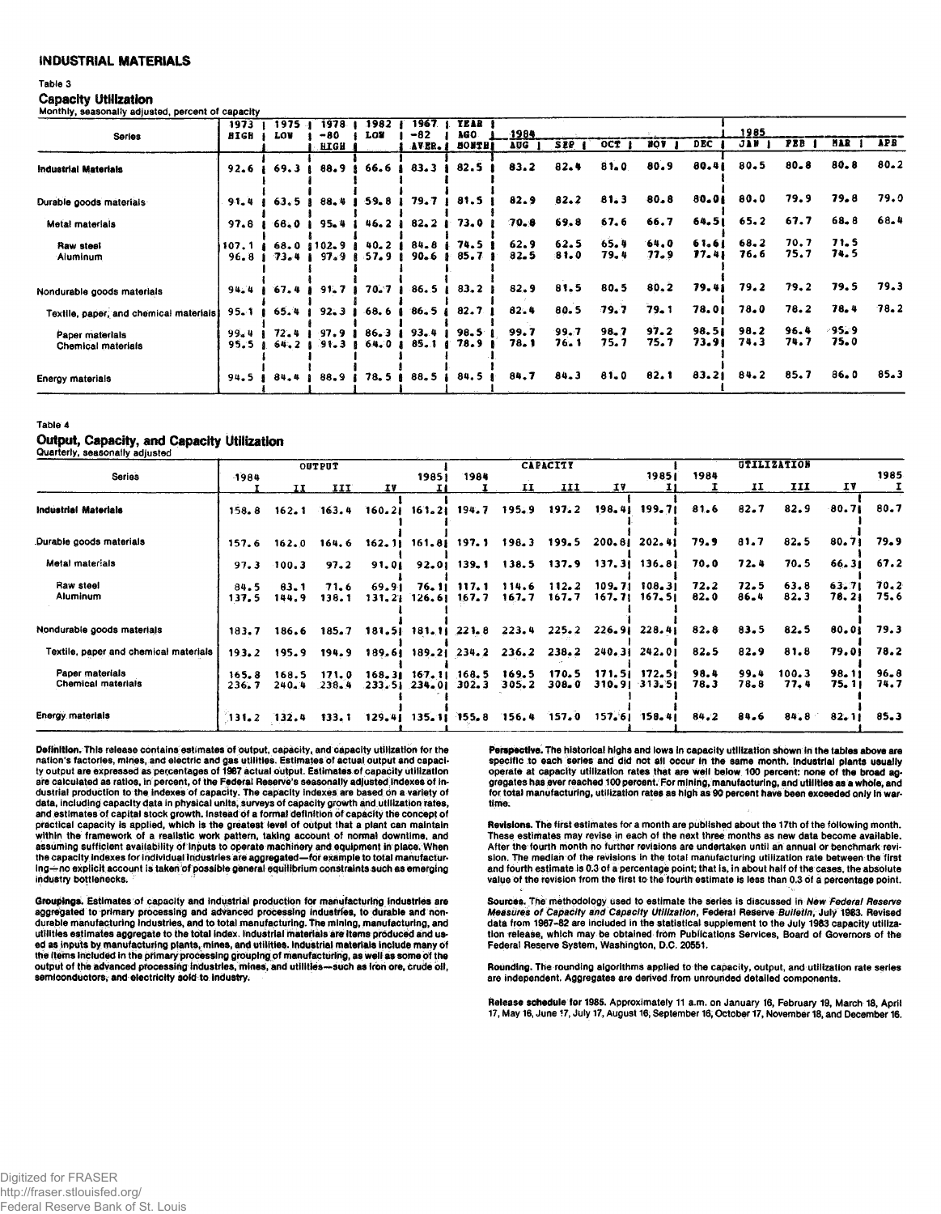## INDUSTRIAL MATERIALS

### Table 3

### Capacity Utilization

Monthly, seasonally adjusted, percent of capacity

| Series | 1973 HIGH | 1975 LOW | 1978-80 HIGH | 1982 LOW | 1967-82 AVER. | YEAR AGO MONTH | 1984 AUG | SEP | OCT | NOV | DEC | 1985 JAN | FEB | MAR | APR |
|---|---|---|---|---|---|---|---|---|---|---|---|---|---|---|---|
| Industrial Materials | 92.6 | 69.3 | 88.9 | 66.6 | 83.3 | 82.5 | 83.2 | 82.4 | 81.0 | 80.9 | 80.4 | 80.5 | 80.8 | 80.8 | 80.2 |
| Durable goods materials | 91.4 | 63.5 | 88.4 | 59.8 | 79.7 | 81.5 | 82.9 | 82.2 | 81.3 | 80.8 | 80.0 | 80.0 | 79.9 | 79.8 | 79.0 |
| Metal materials | 97.8 | 68.0 | 95.4 | 46.2 | 82.2 | 73.0 | 70.8 | 69.8 | 67.6 | 66.7 | 64.5 | 65.2 | 67.7 | 68.8 | 68.4 |
| Raw steel | 107.1 | 68.0 | 102.9 | 40.2 | 84.8 | 74.5 | 62.9 | 62.5 | 65.4 | 64.0 | 61.6 | 68.2 | 70.7 | 71.5 | |
| Aluminum | 96.8 | 73.4 | 97.9 | 57.9 | 90.6 | 85.7 | 82.5 | 81.0 | 79.4 | 77.9 | 77.4 | 76.6 | 75.7 | 74.5 | |
| Nondurable goods materials | 94.4 | 67.4 | 91.7 | 70.7 | 86.5 | 83.2 | 82.9 | 81.5 | 80.5 | 80.2 | 79.4 | 79.2 | 79.2 | 79.5 | 79.3 |
| Textile, paper, and chemical materials | 95.1 | 65.4 | 92.3 | 68.6 | 86.5 | 82.7 | 82.4 | 80.5 | 79.7 | 79.1 | 78.0 | 78.0 | 78.2 | 78.4 | 78.2 |
| Paper materials | 99.4 | 72.4 | 97.9 | 86.3 | 93.4 | 98.5 | 99.7 | 99.7 | 98.7 | 97.2 | 98.5 | 98.2 | 96.4 | 95.9 | |
| Chemical materials | 95.5 | 64.2 | 91.3 | 64.0 | 85.1 | 78.9 | 78.1 | 76.1 | 75.7 | 75.7 | 73.9 | 74.3 | 74.7 | 75.0 | |
| Energy materials | 94.5 | 84.4 | 88.9 | 78.5 | 88.5 | 84.5 | 84.7 | 84.3 | 81.0 | 82.1 | 83.2 | 84.2 | 85.7 | 86.0 | 85.3 |

### Table 4

### Output, Capacity, and Capacity Utilization

Quarterly, seasonally adjusted

| Series | OUTPUT 1984 I | II | III | IV | 1985 I | CAPACITY 1984 I | II | III | IV | 1985 I | UTILIZATION 1984 I | II | III | IV | 1985 I |
|---|---|---|---|---|---|---|---|---|---|---|---|---|---|---|---|
| Industrial Materials | 158.8 | 162.1 | 163.4 | 160.2 | 161.2 | 194.7 | 195.9 | 197.2 | 198.4 | 199.7 | 81.6 | 82.7 | 82.9 | 80.7 | 80.7 |
| Durable goods materials | 157.6 | 162.0 | 164.6 | 162.1 | 161.8 | 197.1 | 198.3 | 199.5 | 200.8 | 202.4 | 79.9 | 81.7 | 82.5 | 80.7 | 79.9 |
| Metal materials | 97.3 | 100.3 | 97.2 | 91.0 | 92.0 | 139.1 | 138.5 | 137.9 | 137.3 | 136.8 | 70.0 | 72.4 | 70.5 | 66.3 | 67.2 |
| Raw steel | 84.5 | 83.1 | 71.6 | 69.9 | 76.1 | 117.1 | 114.6 | 112.2 | 109.7 | 108.3 | 72.2 | 72.5 | 63.8 | 63.7 | 70.2 |
| Aluminum | 137.5 | 144.9 | 138.1 | 131.2 | 126.6 | 167.7 | 167.7 | 167.7 | 167.7 | 167.5 | 82.0 | 86.4 | 82.3 | 78.2 | 75.6 |
| Nondurable goods materials | 183.7 | 186.6 | 185.7 | 181.5 | 181.1 | 221.8 | 223.4 | 225.2 | 226.9 | 228.4 | 82.8 | 83.5 | 82.5 | 80.0 | 79.3 |
| Textile, paper and chemical materials | 193.2 | 195.9 | 194.9 | 189.6 | 189.2 | 234.2 | 236.2 | 238.2 | 240.3 | 242.0 | 82.5 | 82.9 | 81.8 | 79.0 | 78.2 |
| Paper materials | 165.8 | 168.5 | 171.0 | 168.3 | 167.1 | 168.5 | 169.5 | 170.5 | 171.5 | 172.5 | 98.4 | 99.4 | 100.3 | 98.1 | 96.8 |
| Chemical materials | 236.7 | 240.4 | 238.4 | 233.5 | 234.0 | 302.3 | 305.2 | 308.0 | 310.9 | 313.5 | 78.3 | 78.8 | 77.4 | 75.1 | 74.7 |
| Energy materials | 131.2 | 132.4 | 133.1 | 129.4 | 135.1 | 155.8 | 156.4 | 157.0 | 157.6 | 158.4 | 84.2 | 84.6 | 84.8 | 82.1 | 85.3 |

**Definition.** This release contains estimates of output, capacity, and capacity utilization for the nation's factories, mines, and electric and gas utilities. Estimates of actual output and capacity output are expressed as percentages of 1967 actual output. Estimates of capacity utilization are calculated as ratios, in percent, of the Federal Reserve's seasonally adjusted indexes of industrial production to the indexes of capacity. The capacity indexes are based on a variety of data, including capacity data in physical units, surveys of capacity growth and utilization rates, and estimates of capital stock growth. Instead of a formal definition of capacity the concept of practical capacity is applied, which is the greatest level of output that a plant can maintain within the framework of a realistic work pattern, taking account of normal downtime, and assuming sufficient availability of inputs to operate machinery and equipment in place. When the capacity indexes for individual industries are aggregated—for example to total manufacturing—no explicit account is taken of possible general equilibrium constraints such as emerging industry bottlenecks.

**Groupings.** Estimates of capacity and industrial production for manufacturing industries are aggregated to primary processing and advanced processing industries, to durable and nondurable manufacturing industries, and to total manufacturing. The mining, manufacturing, and utilities estimates aggregate to the total index. Industrial materials are items produced and used as inputs by manufacturing plants, mines, and utilities. Industrial materials include many of the items included in the primary processing grouping of manufacturing, as well as some of the output of the advanced processing industries, mines, and utilities—such as iron ore, crude oil, semiconductors, and electricity sold to industry.

**Perspective.** The historical highs and lows in capacity utilization shown in the tables above are specific to each series and did not all occur in the same month. Industrial plants usually operate at capacity utilization rates that are well below 100 percent: none of the broad aggregates has ever reached 100 percent. For mining, manufacturing, and utilities as a whole, and for total manufacturing, utilization rates as high as 90 percent have been exceeded only in wartime.

**Revisions.** The first estimates for a month are published about the 17th of the following month. These estimates may revise in each of the next three months as new data become available. After the fourth month no further revisions are undertaken until an annual or benchmark revision. The median of the revisions in the total manufacturing utilization rate between the first and fourth estimate is 0.3 of a percentage point; that is, in about half of the cases, the absolute value of the revision from the first to the fourth estimate is less than 0.3 of a percentage point.

**Sources.** The methodology used to estimate the series is discussed in *New Federal Reserve Measures of Capacity and Capacity Utilization*, Federal Reserve *Bulletin*, July 1983. Revised data from 1967-82 are included in the statistical supplement to the July 1983 capacity utilization release, which may be obtained from Publications Services, Board of Governors of the Federal Reserve System, Washington, D.C. 20551.

**Rounding.** The rounding algorithms applied to the capacity, output, and utilization rate series are independent. Aggregates are derived from unrounded detailed components.

**Release schedule for 1985.** Approximately 11 a.m. on January 16, February 19, March 18, April 17, May 16, June 17, July 17, August 16, September 16, October 17, November 18, and December 16.